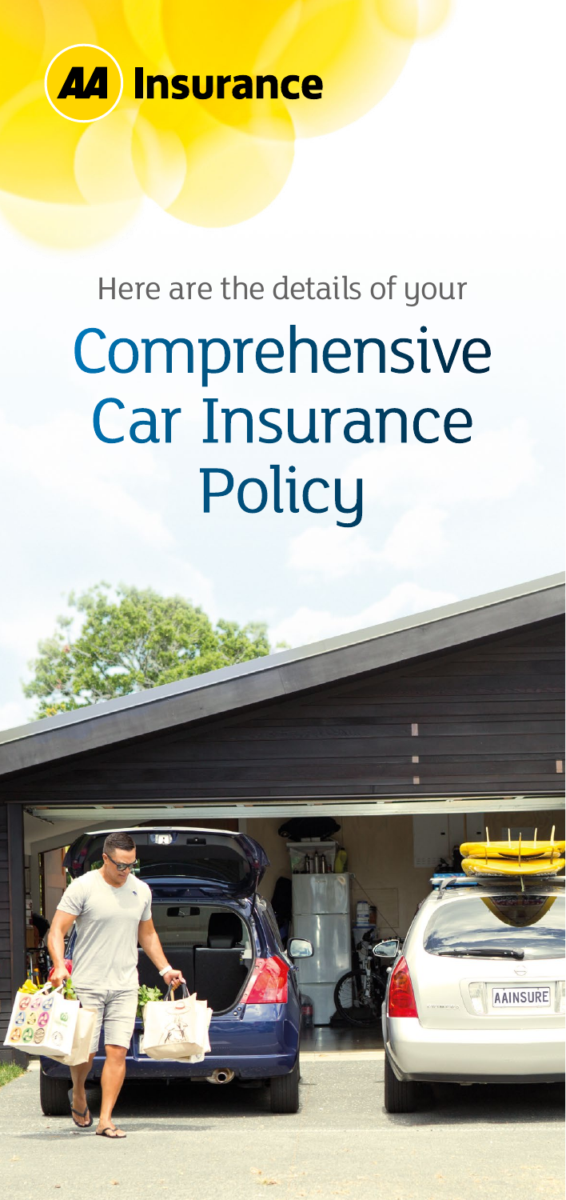AA Insurance

Here are the details of your

# Comprehensive Car Insurance Policy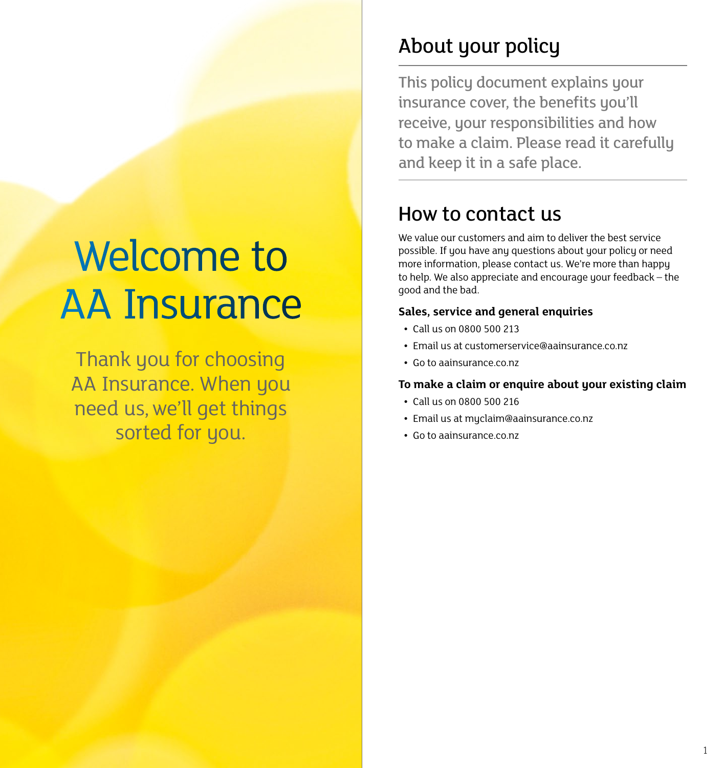# Welcome to AA Insurance

Thank you for choosing AA Insurance. When you need us, we'll get things sorted for you.

## About your policy

This policy document explains your insurance cover, the benefits you'll receive, your responsibilities and how to make a claim. Please read it carefully and keep it in a safe place.

## How to contact us

We value our customers and aim to deliver the best service possible. If you have any questions about your policy or need more information, please contact us. We're more than happy to help. We also appreciate and encourage your feedback – the good and the bad.

**Sales, service and general enquiries**

- Call us on 0800 500 213
- Email us at customerservice@aainsurance.co.nz
- Go to aainsurance.co.nz

**To make a claim or enquire about your existing claim**

- Call us on 0800 500 216
- Email us at myclaim@aainsurance.co.nz
- Go to aainsurance.co.nz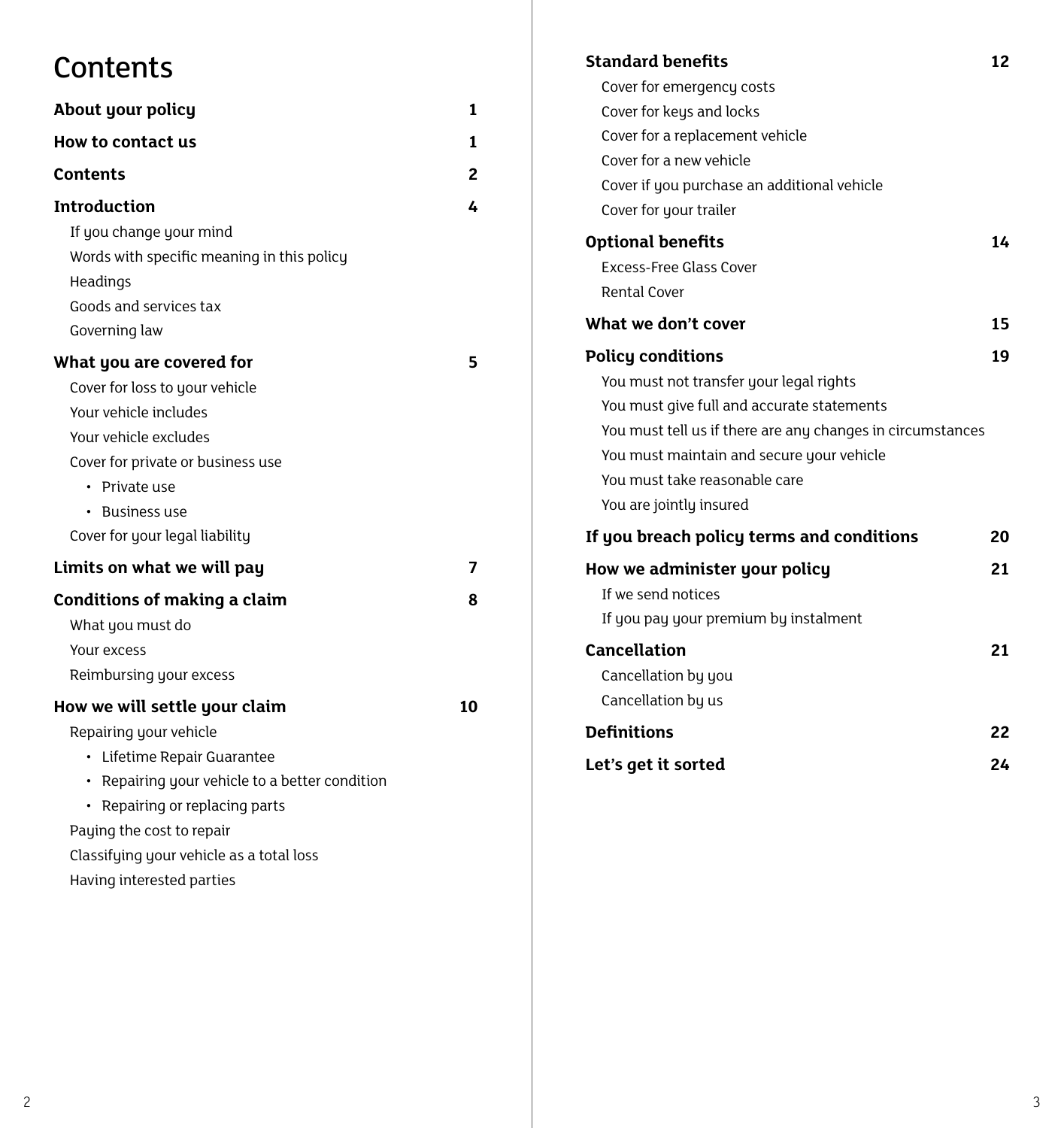# Contents

| | |
|---|---|
| **About your policy** | **1** |
| **How to contact us** | **1** |
| **Contents** | **2** |
| **Introduction** | **4** |
| If you change your mind | |
| Words with specific meaning in this policy | |
| Headings | |
| Goods and services tax | |
| Governing law | |
| **What you are covered for** | **5** |
| Cover for loss to your vehicle | |
| Your vehicle includes | |
| Your vehicle excludes | |
| Cover for private or business use | |
| • Private use | |
| • Business use | |
| Cover for your legal liability | |
| **Limits on what we will pay** | **7** |
| **Conditions of making a claim** | **8** |
| What you must do | |
| Your excess | |
| Reimbursing your excess | |
| **How we will settle your claim** | **10** |
| Repairing your vehicle | |
| • Lifetime Repair Guarantee | |
| • Repairing your vehicle to a better condition | |
| • Repairing or replacing parts | |
| Paying the cost to repair | |
| Classifying your vehicle as a total loss | |
| Having interested parties | |
| **Standard benefits** | **12** |
| Cover for emergency costs | |
| Cover for keys and locks | |
| Cover for a replacement vehicle | |
| Cover for a new vehicle | |
| Cover if you purchase an additional vehicle | |
| Cover for your trailer | |
| **Optional benefits** | **14** |
| Excess-Free Glass Cover | |
| Rental Cover | |
| **What we don’t cover** | **15** |
| **Policy conditions** | **19** |
| You must not transfer your legal rights | |
| You must give full and accurate statements | |
| You must tell us if there are any changes in circumstances | |
| You must maintain and secure your vehicle | |
| You must take reasonable care | |
| You are jointly insured | |
| **If you breach policy terms and conditions** | **20** |
| **How we administer your policy** | **21** |
| If we send notices | |
| If you pay your premium by instalment | |
| **Cancellation** | **21** |
| Cancellation by you | |
| Cancellation by us | |
| **Definitions** | **22** |
| **Let’s get it sorted** | **24** |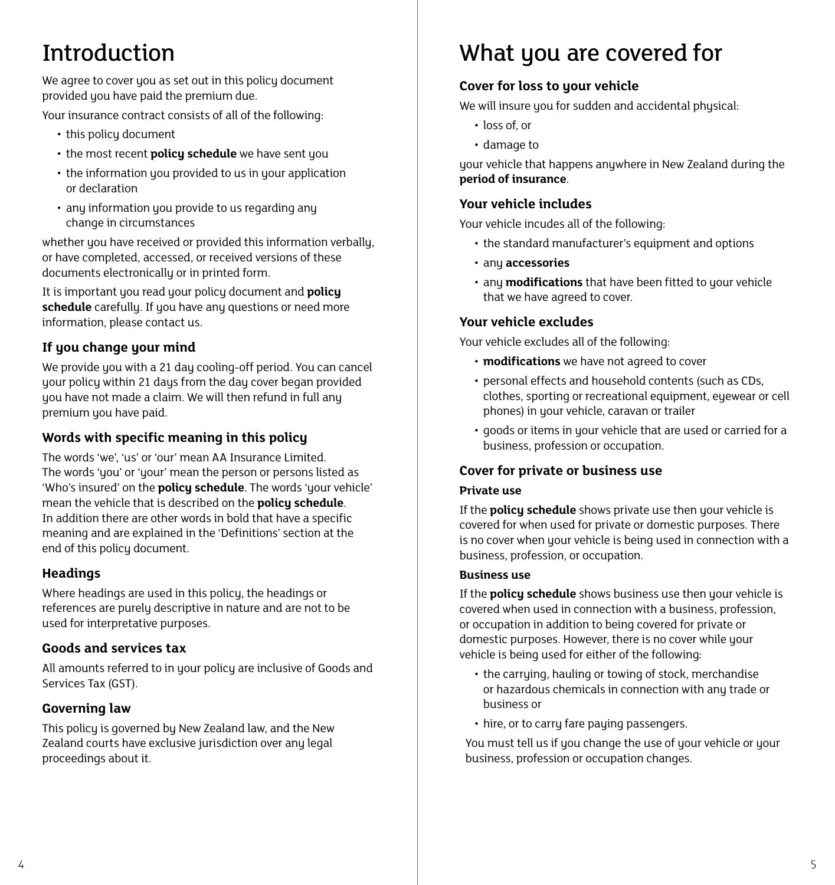# Introduction

We agree to cover you as set out in this policy document provided you have paid the premium due.

Your insurance contract consists of all of the following:

- this policy document
- the most recent **policy schedule** we have sent you
- the information you provided to us in your application or declaration
- any information you provide to us regarding any change in circumstances

whether you have received or provided this information verbally, or have completed, accessed, or received versions of these documents electronically or in printed form.

It is important you read your policy document and **policy schedule** carefully. If you have any questions or need more information, please contact us.

### If you change your mind

We provide you with a 21 day cooling-off period. You can cancel your policy within 21 days from the day cover began provided you have not made a claim. We will then refund in full any premium you have paid.

### Words with specific meaning in this policy

The words 'we', 'us' or 'our' mean AA Insurance Limited. The words 'you' or 'your' mean the person or persons listed as 'Who's insured' on the **policy schedule**. The words 'your vehicle' mean the vehicle that is described on the **policy schedule**. In addition there are other words in bold that have a specific meaning and are explained in the 'Definitions' section at the end of this policy document.

### Headings

Where headings are used in this policy, the headings or references are purely descriptive in nature and are not to be used for interpretative purposes.

### Goods and services tax

All amounts referred to in your policy are inclusive of Goods and Services Tax (GST).

### Governing law

This policy is governed by New Zealand law, and the New Zealand courts have exclusive jurisdiction over any legal proceedings about it.

# What you are covered for

### Cover for loss to your vehicle

We will insure you for sudden and accidental physical:

- loss of, or
- damage to

your vehicle that happens anywhere in New Zealand during the **period of insurance**.

### Your vehicle includes

Your vehicle incudes all of the following:

- the standard manufacturer's equipment and options
- any **accessories**
- any **modifications** that have been fitted to your vehicle that we have agreed to cover.

### Your vehicle excludes

Your vehicle excludes all of the following:

- **modifications** we have not agreed to cover
- personal effects and household contents (such as CDs, clothes, sporting or recreational equipment, eyewear or cell phones) in your vehicle, caravan or trailer
- goods or items in your vehicle that are used or carried for a business, profession or occupation.

### Cover for private or business use

#### Private use

If the **policy schedule** shows private use then your vehicle is covered for when used for private or domestic purposes. There is no cover when your vehicle is being used in connection with a business, profession, or occupation.

#### Business use

If the **policy schedule** shows business use then your vehicle is covered when used in connection with a business, profession, or occupation in addition to being covered for private or domestic purposes. However, there is no cover while your vehicle is being used for either of the following:

- the carrying, hauling or towing of stock, merchandise or hazardous chemicals in connection with any trade or business or
- hire, or to carry fare paying passengers.

You must tell us if you change the use of your vehicle or your business, profession or occupation changes.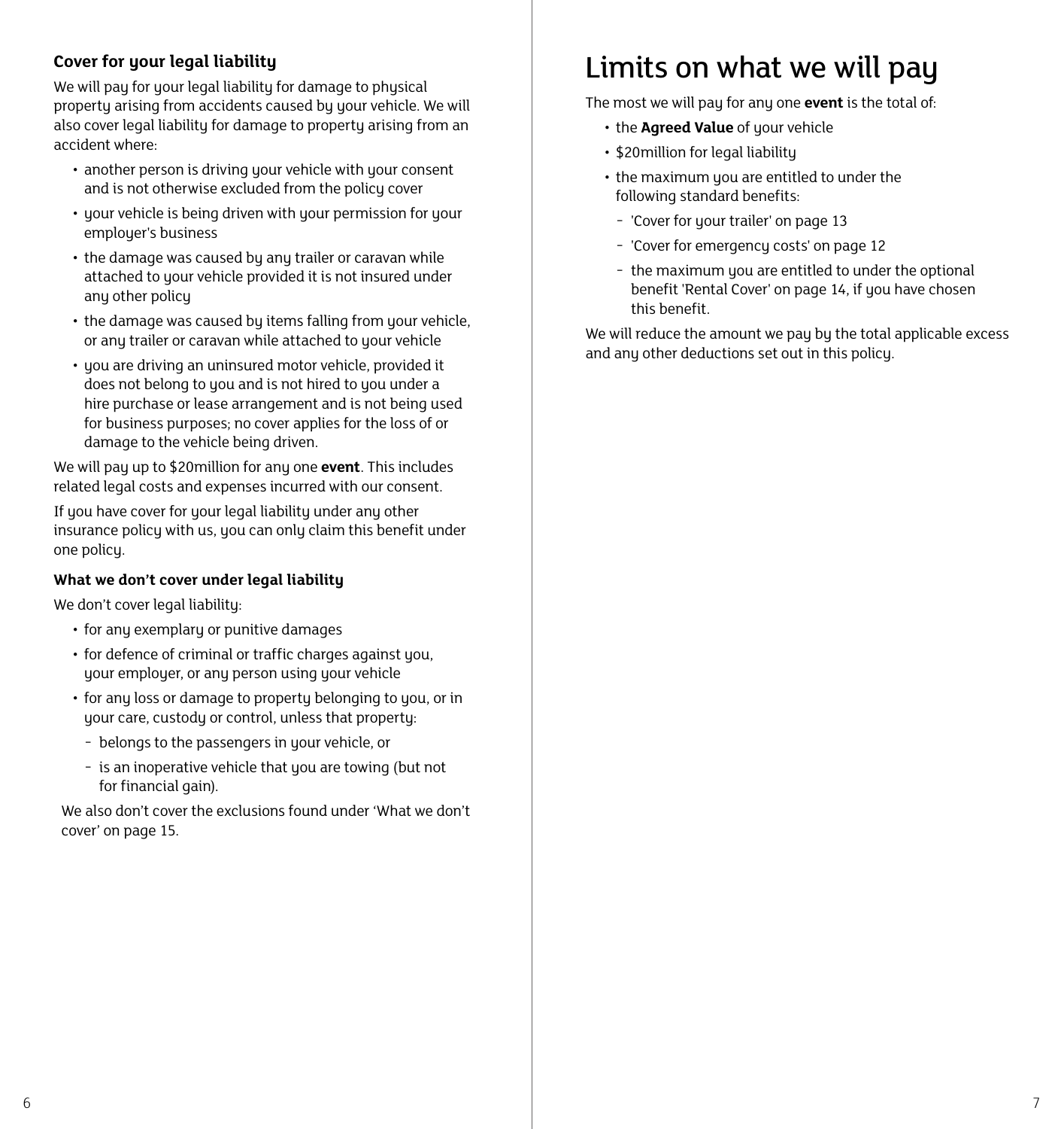### Cover for your legal liability

We will pay for your legal liability for damage to physical property arising from accidents caused by your vehicle. We will also cover legal liability for damage to property arising from an accident where:

- another person is driving your vehicle with your consent and is not otherwise excluded from the policy cover
- your vehicle is being driven with your permission for your employer's business
- the damage was caused by any trailer or caravan while attached to your vehicle provided it is not insured under any other policy
- the damage was caused by items falling from your vehicle, or any trailer or caravan while attached to your vehicle
- you are driving an uninsured motor vehicle, provided it does not belong to you and is not hired to you under a hire purchase or lease arrangement and is not being used for business purposes; no cover applies for the loss of or damage to the vehicle being driven.

We will pay up to $20million for any one **event**. This includes related legal costs and expenses incurred with our consent.

If you have cover for your legal liability under any other insurance policy with us, you can only claim this benefit under one policy.

### What we don't cover under legal liability

We don't cover legal liability:

- for any exemplary or punitive damages
- for defence of criminal or traffic charges against you, your employer, or any person using your vehicle
- for any loss or damage to property belonging to you, or in your care, custody or control, unless that property:
  - belongs to the passengers in your vehicle, or
  - is an inoperative vehicle that you are towing (but not for financial gain).

We also don't cover the exclusions found under 'What we don't cover' on page 15.

# Limits on what we will pay

The most we will pay for any one **event** is the total of:

- the **Agreed Value** of your vehicle
- $20million for legal liability
- the maximum you are entitled to under the following standard benefits:
  - 'Cover for your trailer' on page 13
  - 'Cover for emergency costs' on page 12
  - the maximum you are entitled to under the optional benefit 'Rental Cover' on page 14, if you have chosen this benefit.

We will reduce the amount we pay by the total applicable excess and any other deductions set out in this policy.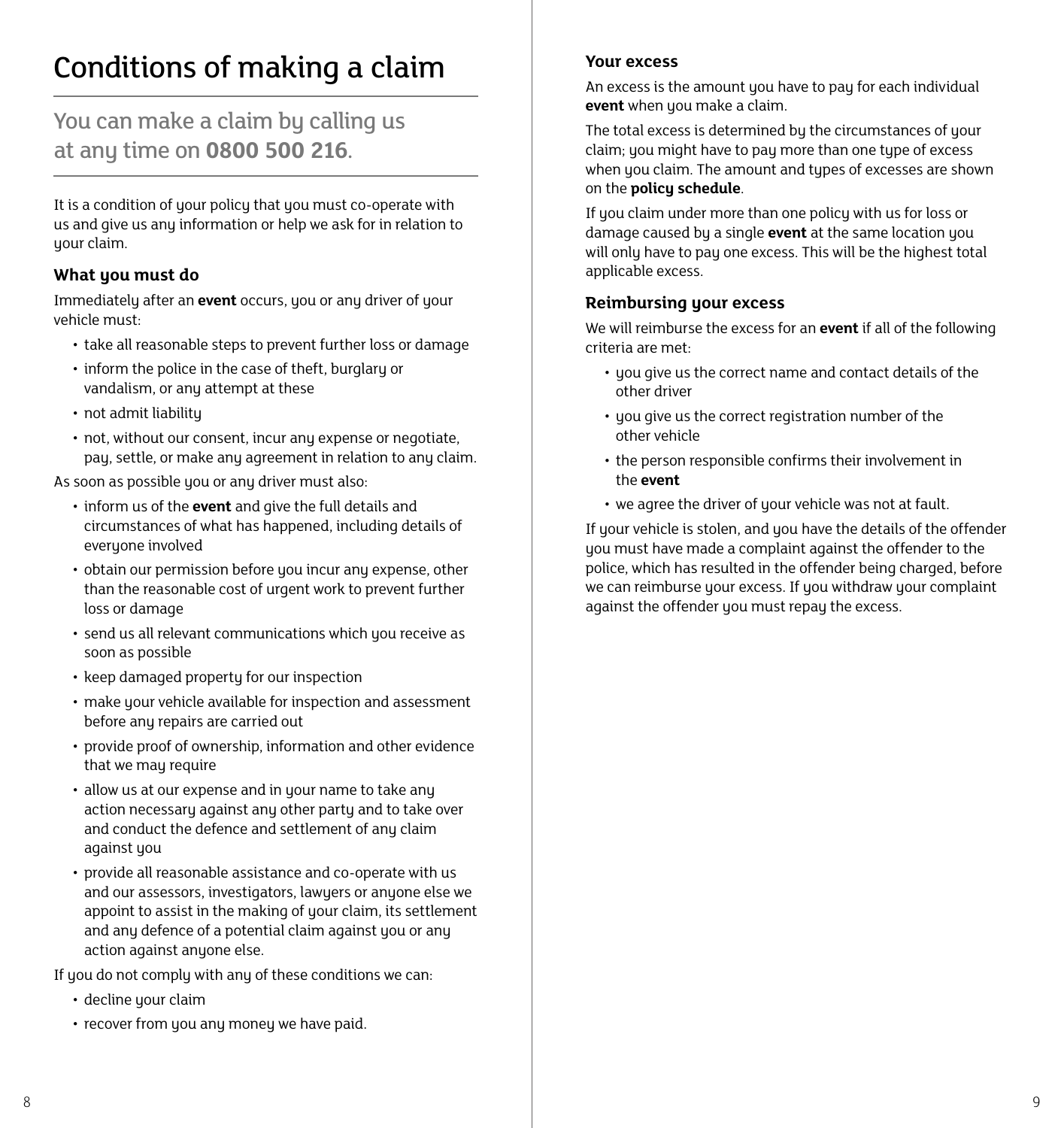# Conditions of making a claim

## You can make a claim by calling us at any time on **0800 500 216**.

It is a condition of your policy that you must co-operate with us and give us any information or help we ask for in relation to your claim.

### What you must do

Immediately after an **event** occurs, you or any driver of your vehicle must:

- take all reasonable steps to prevent further loss or damage
- inform the police in the case of theft, burglary or vandalism, or any attempt at these
- not admit liability
- not, without our consent, incur any expense or negotiate, pay, settle, or make any agreement in relation to any claim.

As soon as possible you or any driver must also:

- inform us of the **event** and give the full details and circumstances of what has happened, including details of everyone involved
- obtain our permission before you incur any expense, other than the reasonable cost of urgent work to prevent further loss or damage
- send us all relevant communications which you receive as soon as possible
- keep damaged property for our inspection
- make your vehicle available for inspection and assessment before any repairs are carried out
- provide proof of ownership, information and other evidence that we may require
- allow us at our expense and in your name to take any action necessary against any other party and to take over and conduct the defence and settlement of any claim against you
- provide all reasonable assistance and co-operate with us and our assessors, investigators, lawyers or anyone else we appoint to assist in the making of your claim, its settlement and any defence of a potential claim against you or any action against anyone else.

If you do not comply with any of these conditions we can:

- decline your claim
- recover from you any money we have paid.

### Your excess

An excess is the amount you have to pay for each individual **event** when you make a claim.

The total excess is determined by the circumstances of your claim; you might have to pay more than one type of excess when you claim. The amount and types of excesses are shown on the **policy schedule**.

If you claim under more than one policy with us for loss or damage caused by a single **event** at the same location you will only have to pay one excess. This will be the highest total applicable excess.

### Reimbursing your excess

We will reimburse the excess for an **event** if all of the following criteria are met:

- you give us the correct name and contact details of the other driver
- you give us the correct registration number of the other vehicle
- the person responsible confirms their involvement in the **event**
- we agree the driver of your vehicle was not at fault.

If your vehicle is stolen, and you have the details of the offender you must have made a complaint against the offender to the police, which has resulted in the offender being charged, before we can reimburse your excess. If you withdraw your complaint against the offender you must repay the excess.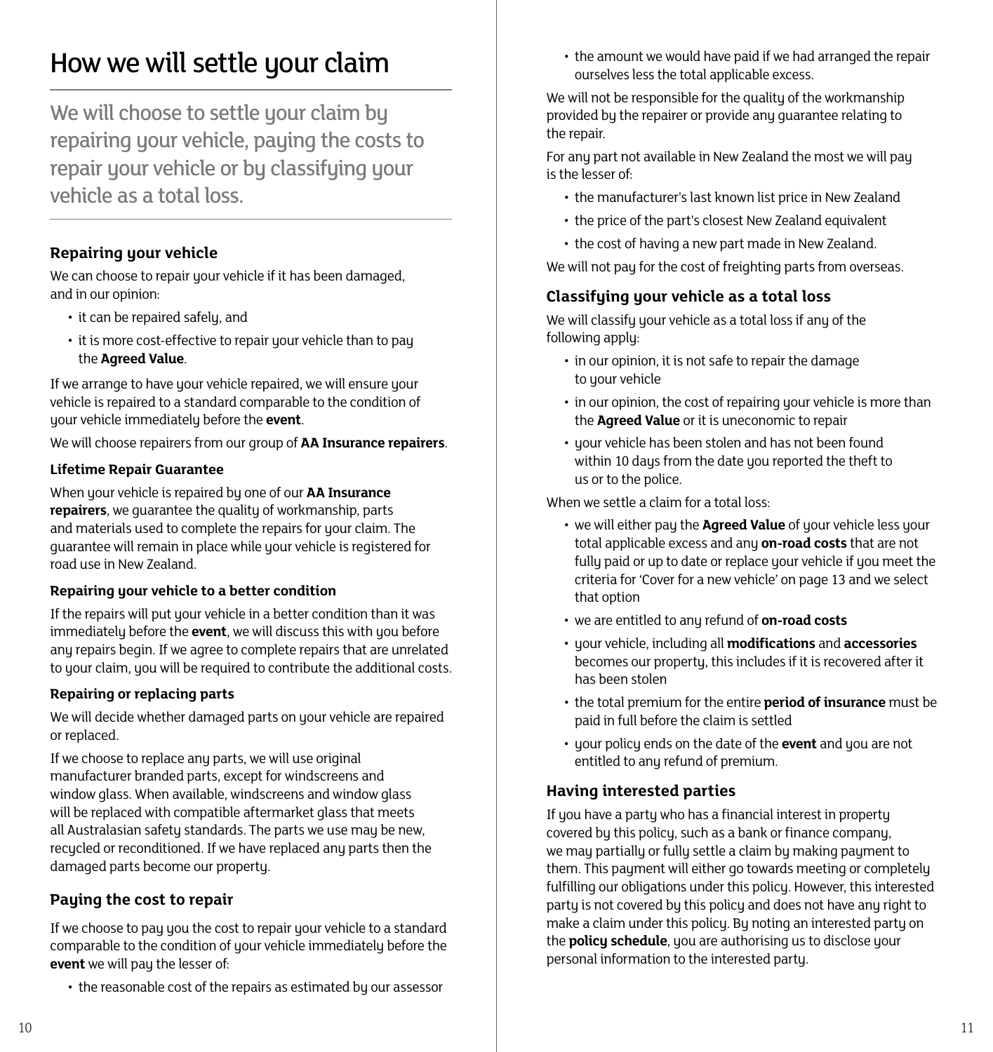# How we will settle your claim

We will choose to settle your claim by repairing your vehicle, paying the costs to repair your vehicle or by classifying your vehicle as a total loss.

## Repairing your vehicle

We can choose to repair your vehicle if it has been damaged, and in our opinion:

- it can be repaired safely, and
- it is more cost-effective to repair your vehicle than to pay the **Agreed Value**.

If we arrange to have your vehicle repaired, we will ensure your vehicle is repaired to a standard comparable to the condition of your vehicle immediately before the **event**.

We will choose repairers from our group of **AA Insurance repairers**.

### Lifetime Repair Guarantee

When your vehicle is repaired by one of our **AA Insurance repairers**, we guarantee the quality of workmanship, parts and materials used to complete the repairs for your claim. The guarantee will remain in place while your vehicle is registered for road use in New Zealand.

### Repairing your vehicle to a better condition

If the repairs will put your vehicle in a better condition than it was immediately before the **event**, we will discuss this with you before any repairs begin. If we agree to complete repairs that are unrelated to your claim, you will be required to contribute the additional costs.

### Repairing or replacing parts

We will decide whether damaged parts on your vehicle are repaired or replaced.

If we choose to replace any parts, we will use original manufacturer branded parts, except for windscreens and window glass. When available, windscreens and window glass will be replaced with compatible aftermarket glass that meets all Australasian safety standards. The parts we use may be new, recycled or reconditioned. If we have replaced any parts then the damaged parts become our property.

## Paying the cost to repair

If we choose to pay you the cost to repair your vehicle to a standard comparable to the condition of your vehicle immediately before the **event** we will pay the lesser of:

- the reasonable cost of the repairs as estimated by our assessor
- the amount we would have paid if we had arranged the repair ourselves less the total applicable excess.

We will not be responsible for the quality of the workmanship provided by the repairer or provide any guarantee relating to the repair.

For any part not available in New Zealand the most we will pay is the lesser of:

- the manufacturer's last known list price in New Zealand
- the price of the part's closest New Zealand equivalent
- the cost of having a new part made in New Zealand.

We will not pay for the cost of freighting parts from overseas.

## Classifying your vehicle as a total loss

We will classify your vehicle as a total loss if any of the following apply:

- in our opinion, it is not safe to repair the damage to your vehicle
- in our opinion, the cost of repairing your vehicle is more than the **Agreed Value** or it is uneconomic to repair
- your vehicle has been stolen and has not been found within 10 days from the date you reported the theft to us or to the police.

When we settle a claim for a total loss:

- we will either pay the **Agreed Value** of your vehicle less your total applicable excess and any **on-road costs** that are not fully paid or up to date or replace your vehicle if you meet the criteria for 'Cover for a new vehicle' on page 13 and we select that option
- we are entitled to any refund of **on-road costs**
- your vehicle, including all **modifications** and **accessories** becomes our property, this includes if it is recovered after it has been stolen
- the total premium for the entire **period of insurance** must be paid in full before the claim is settled
- your policy ends on the date of the **event** and you are not entitled to any refund of premium.

## Having interested parties

If you have a party who has a financial interest in property covered by this policy, such as a bank or finance company, we may partially or fully settle a claim by making payment to them. This payment will either go towards meeting or completely fulfilling our obligations under this policy. However, this interested party is not covered by this policy and does not have any right to make a claim under this policy. By noting an interested party on the **policy schedule**, you are authorising us to disclose your personal information to the interested party.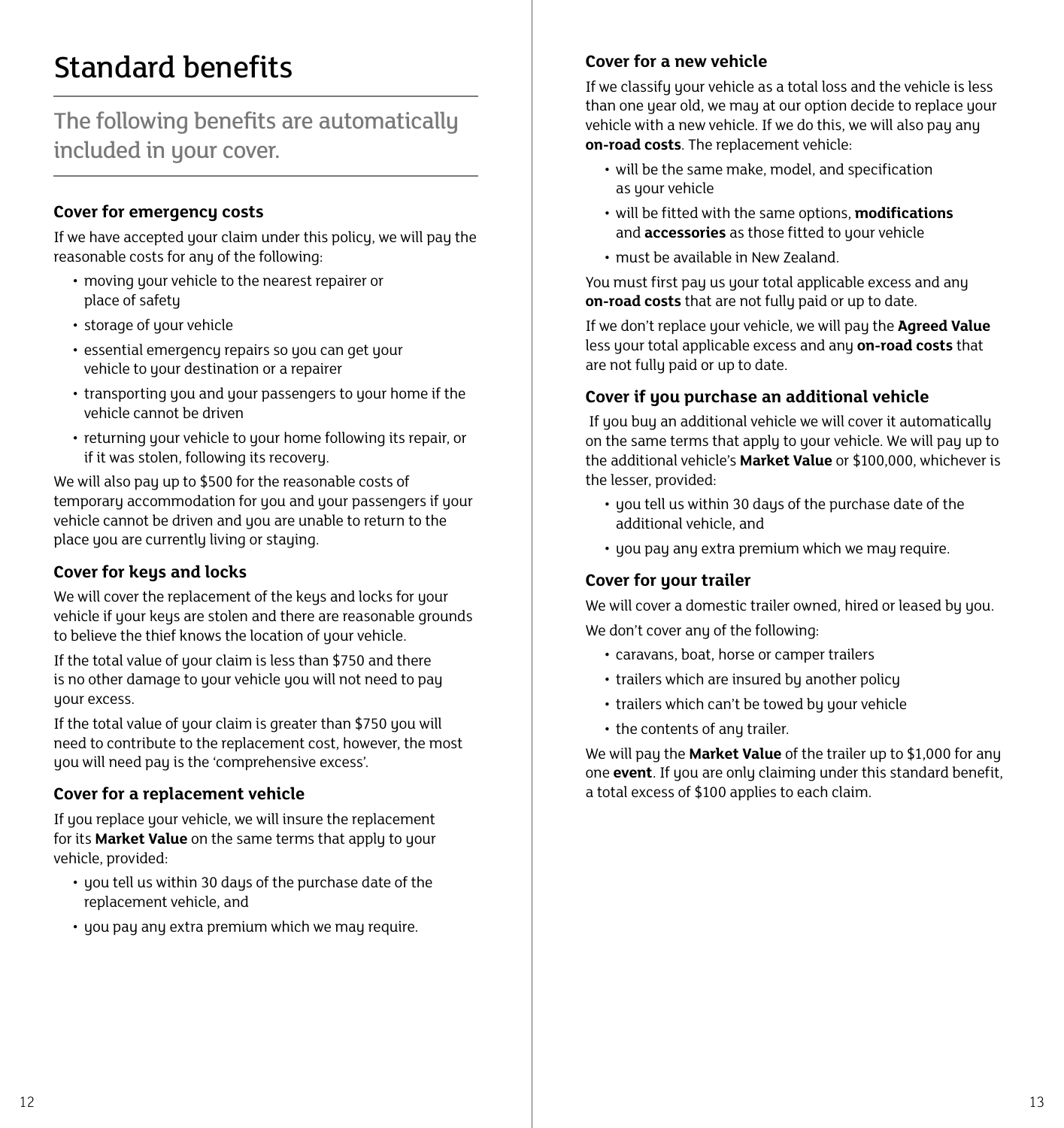# Standard benefits

## The following benefits are automatically included in your cover.

### Cover for emergency costs

If we have accepted your claim under this policy, we will pay the reasonable costs for any of the following:

- moving your vehicle to the nearest repairer or place of safety
- storage of your vehicle
- essential emergency repairs so you can get your vehicle to your destination or a repairer
- transporting you and your passengers to your home if the vehicle cannot be driven
- returning your vehicle to your home following its repair, or if it was stolen, following its recovery.

We will also pay up to $500 for the reasonable costs of temporary accommodation for you and your passengers if your vehicle cannot be driven and you are unable to return to the place you are currently living or staying.

### Cover for keys and locks

We will cover the replacement of the keys and locks for your vehicle if your keys are stolen and there are reasonable grounds to believe the thief knows the location of your vehicle.

If the total value of your claim is less than $750 and there is no other damage to your vehicle you will not need to pay your excess.

If the total value of your claim is greater than $750 you will need to contribute to the replacement cost, however, the most you will need pay is the 'comprehensive excess'.

### Cover for a replacement vehicle

If you replace your vehicle, we will insure the replacement for its **Market Value** on the same terms that apply to your vehicle, provided:

- you tell us within 30 days of the purchase date of the replacement vehicle, and
- you pay any extra premium which we may require.

### Cover for a new vehicle

If we classify your vehicle as a total loss and the vehicle is less than one year old, we may at our option decide to replace your vehicle with a new vehicle. If we do this, we will also pay any **on-road costs**. The replacement vehicle:

- will be the same make, model, and specification as your vehicle
- will be fitted with the same options, **modifications** and **accessories** as those fitted to your vehicle
- must be available in New Zealand.

You must first pay us your total applicable excess and any **on-road costs** that are not fully paid or up to date.

If we don't replace your vehicle, we will pay the **Agreed Value** less your total applicable excess and any **on-road costs** that are not fully paid or up to date.

### Cover if you purchase an additional vehicle

If you buy an additional vehicle we will cover it automatically on the same terms that apply to your vehicle. We will pay up to the additional vehicle's **Market Value** or $100,000, whichever is the lesser, provided:

- you tell us within 30 days of the purchase date of the additional vehicle, and
- you pay any extra premium which we may require.

### Cover for your trailer

We will cover a domestic trailer owned, hired or leased by you.

We don't cover any of the following:

- caravans, boat, horse or camper trailers
- trailers which are insured by another policy
- trailers which can't be towed by your vehicle
- the contents of any trailer.

We will pay the **Market Value** of the trailer up to $1,000 for any one **event**. If you are only claiming under this standard benefit, a total excess of $100 applies to each claim.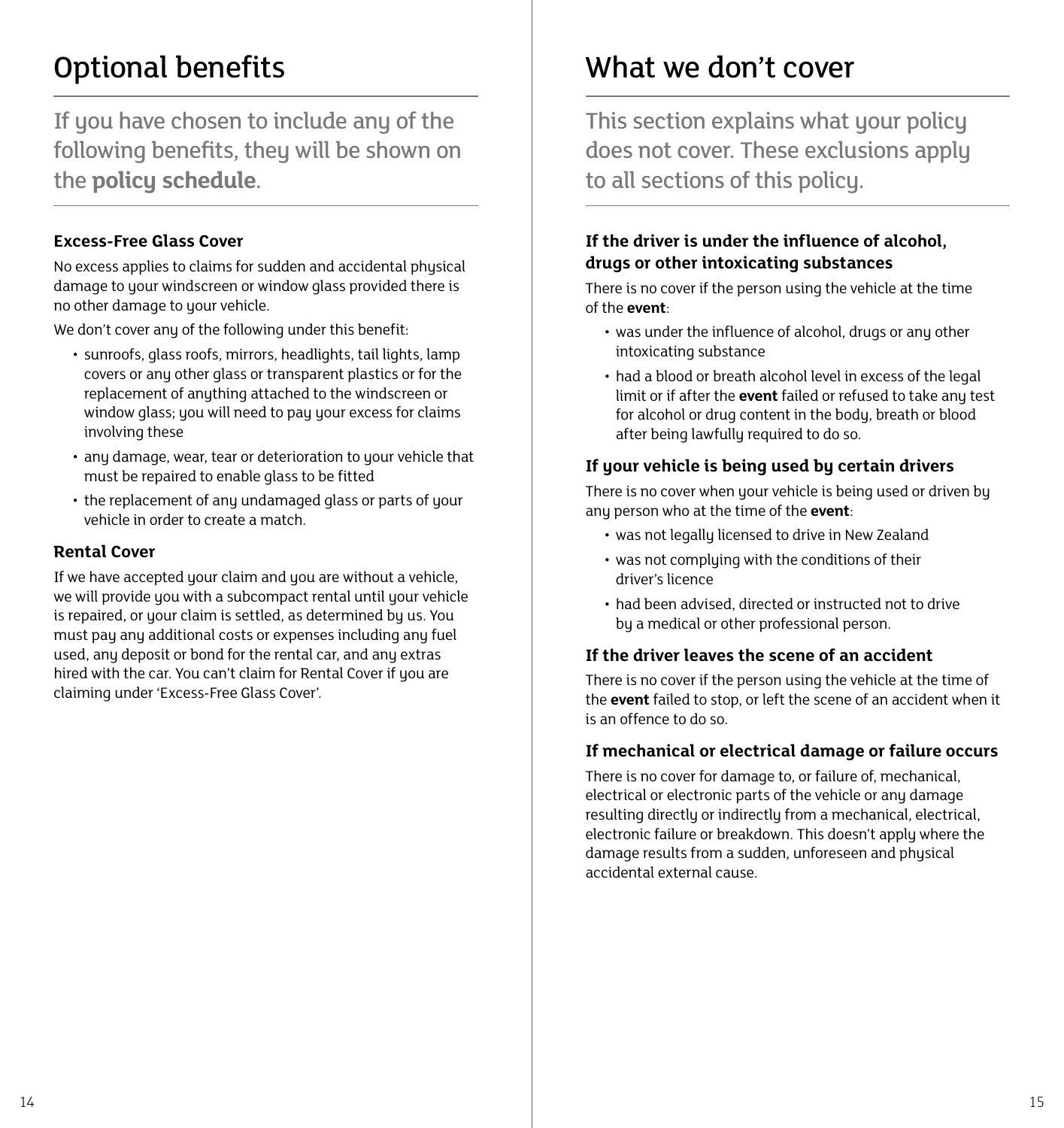# Optional benefits

If you have chosen to include any of the following benefits, they will be shown on the **policy schedule**.

### Excess-Free Glass Cover

No excess applies to claims for sudden and accidental physical damage to your windscreen or window glass provided there is no other damage to your vehicle.

We don't cover any of the following under this benefit:

- sunroofs, glass roofs, mirrors, headlights, tail lights, lamp covers or any other glass or transparent plastics or for the replacement of anything attached to the windscreen or window glass; you will need to pay your excess for claims involving these
- any damage, wear, tear or deterioration to your vehicle that must be repaired to enable glass to be fitted
- the replacement of any undamaged glass or parts of your vehicle in order to create a match.

### Rental Cover

If we have accepted your claim and you are without a vehicle, we will provide you with a subcompact rental until your vehicle is repaired, or your claim is settled, as determined by us. You must pay any additional costs or expenses including any fuel used, any deposit or bond for the rental car, and any extras hired with the car. You can't claim for Rental Cover if you are claiming under 'Excess-Free Glass Cover'.

# What we don't cover

This section explains what your policy does not cover. These exclusions apply to all sections of this policy.

### If the driver is under the influence of alcohol, drugs or other intoxicating substances

There is no cover if the person using the vehicle at the time of the **event**:

- was under the influence of alcohol, drugs or any other intoxicating substance
- had a blood or breath alcohol level in excess of the legal limit or if after the **event** failed or refused to take any test for alcohol or drug content in the body, breath or blood after being lawfully required to do so.

### If your vehicle is being used by certain drivers

There is no cover when your vehicle is being used or driven by any person who at the time of the **event**:

- was not legally licensed to drive in New Zealand
- was not complying with the conditions of their driver's licence
- had been advised, directed or instructed not to drive by a medical or other professional person.

### If the driver leaves the scene of an accident

There is no cover if the person using the vehicle at the time of the **event** failed to stop, or left the scene of an accident when it is an offence to do so.

### If mechanical or electrical damage or failure occurs

There is no cover for damage to, or failure of, mechanical, electrical or electronic parts of the vehicle or any damage resulting directly or indirectly from a mechanical, electrical, electronic failure or breakdown. This doesn't apply where the damage results from a sudden, unforeseen and physical accidental external cause.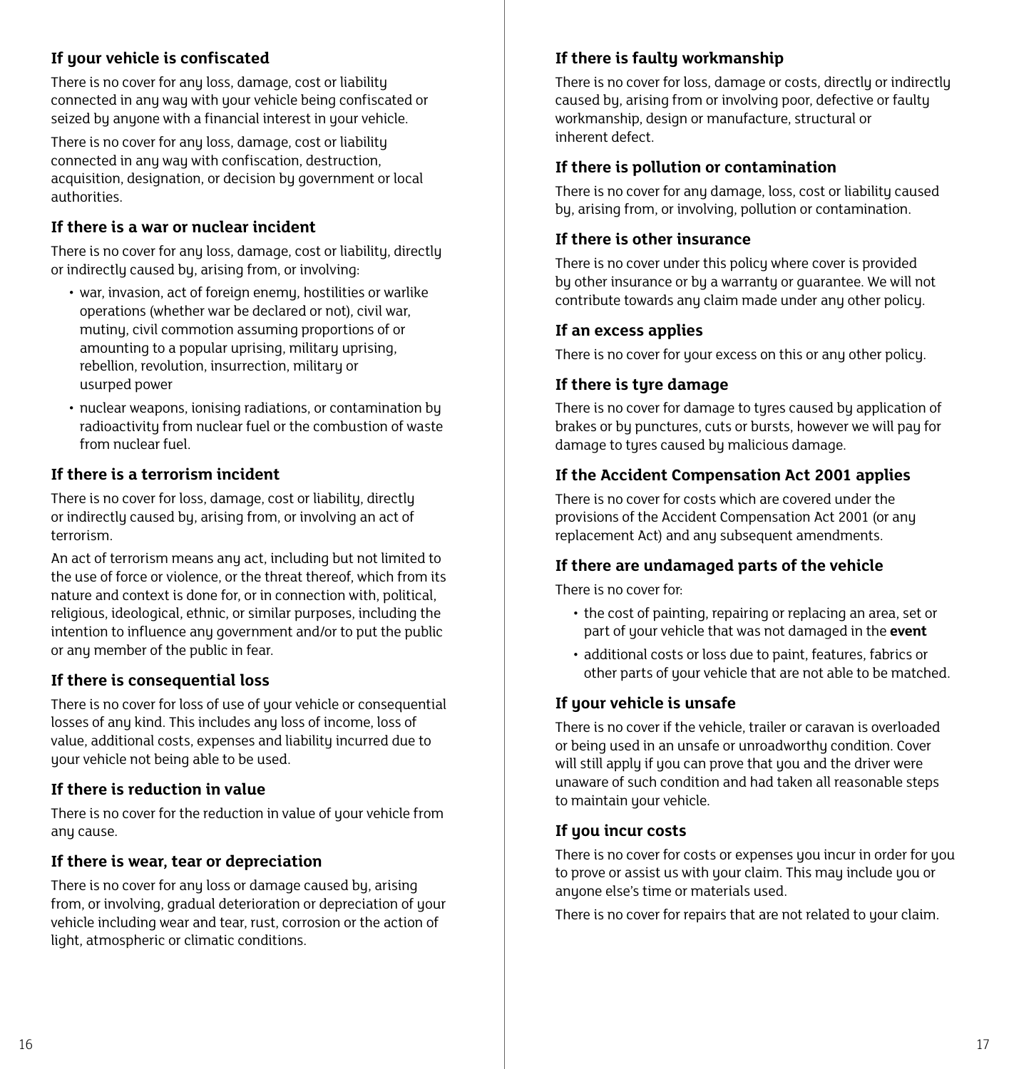### If your vehicle is confiscated

There is no cover for any loss, damage, cost or liability connected in any way with your vehicle being confiscated or seized by anyone with a financial interest in your vehicle.

There is no cover for any loss, damage, cost or liability connected in any way with confiscation, destruction, acquisition, designation, or decision by government or local authorities.

### If there is a war or nuclear incident

There is no cover for any loss, damage, cost or liability, directly or indirectly caused by, arising from, or involving:

- war, invasion, act of foreign enemy, hostilities or warlike operations (whether war be declared or not), civil war, mutiny, civil commotion assuming proportions of or amounting to a popular uprising, military uprising, rebellion, revolution, insurrection, military or usurped power
- nuclear weapons, ionising radiations, or contamination by radioactivity from nuclear fuel or the combustion of waste from nuclear fuel.

### If there is a terrorism incident

There is no cover for loss, damage, cost or liability, directly or indirectly caused by, arising from, or involving an act of terrorism.

An act of terrorism means any act, including but not limited to the use of force or violence, or the threat thereof, which from its nature and context is done for, or in connection with, political, religious, ideological, ethnic, or similar purposes, including the intention to influence any government and/or to put the public or any member of the public in fear.

### If there is consequential loss

There is no cover for loss of use of your vehicle or consequential losses of any kind. This includes any loss of income, loss of value, additional costs, expenses and liability incurred due to your vehicle not being able to be used.

### If there is reduction in value

There is no cover for the reduction in value of your vehicle from any cause.

### If there is wear, tear or depreciation

There is no cover for any loss or damage caused by, arising from, or involving, gradual deterioration or depreciation of your vehicle including wear and tear, rust, corrosion or the action of light, atmospheric or climatic conditions.

### If there is faulty workmanship

There is no cover for loss, damage or costs, directly or indirectly caused by, arising from or involving poor, defective or faulty workmanship, design or manufacture, structural or inherent defect.

### If there is pollution or contamination

There is no cover for any damage, loss, cost or liability caused by, arising from, or involving, pollution or contamination.

### If there is other insurance

There is no cover under this policy where cover is provided by other insurance or by a warranty or guarantee. We will not contribute towards any claim made under any other policy.

### If an excess applies

There is no cover for your excess on this or any other policy.

### If there is tyre damage

There is no cover for damage to tyres caused by application of brakes or by punctures, cuts or bursts, however we will pay for damage to tyres caused by malicious damage.

### If the Accident Compensation Act 2001 applies

There is no cover for costs which are covered under the provisions of the Accident Compensation Act 2001 (or any replacement Act) and any subsequent amendments.

### If there are undamaged parts of the vehicle

There is no cover for:

- the cost of painting, repairing or replacing an area, set or part of your vehicle that was not damaged in the **event**
- additional costs or loss due to paint, features, fabrics or other parts of your vehicle that are not able to be matched.

### If your vehicle is unsafe

There is no cover if the vehicle, trailer or caravan is overloaded or being used in an unsafe or unroadworthy condition. Cover will still apply if you can prove that you and the driver were unaware of such condition and had taken all reasonable steps to maintain your vehicle.

### If you incur costs

There is no cover for costs or expenses you incur in order for you to prove or assist us with your claim. This may include you or anyone else's time or materials used.

There is no cover for repairs that are not related to your claim.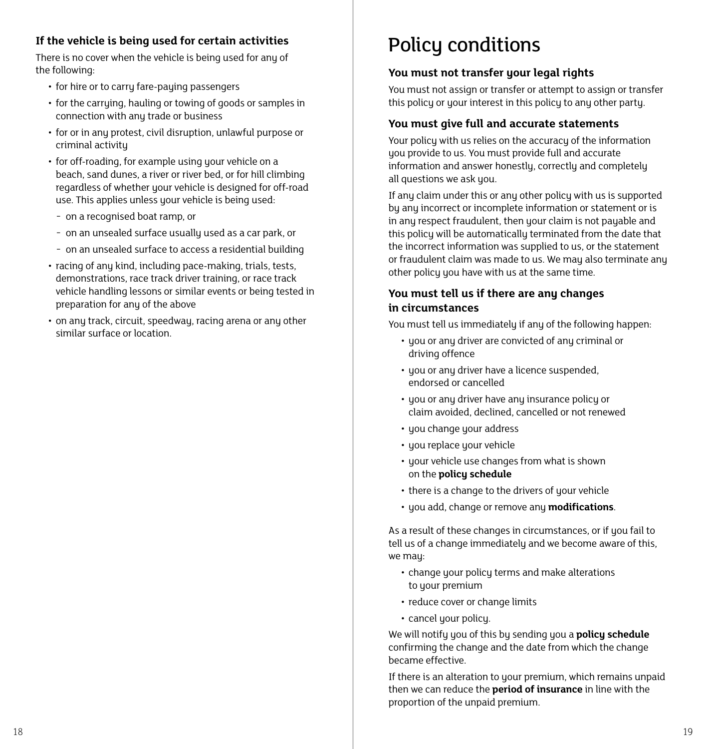**If the vehicle is being used for certain activities**

There is no cover when the vehicle is being used for any of the following:

- for hire or to carry fare-paying passengers
- for the carrying, hauling or towing of goods or samples in connection with any trade or business
- for or in any protest, civil disruption, unlawful purpose or criminal activity
- for off-roading, for example using your vehicle on a beach, sand dunes, a river or river bed, or for hill climbing regardless of whether your vehicle is designed for off-road use. This applies unless your vehicle is being used:
  - on a recognised boat ramp, or
  - on an unsealed surface usually used as a car park, or
  - on an unsealed surface to access a residential building
- racing of any kind, including pace-making, trials, tests, demonstrations, race track driver training, or race track vehicle handling lessons or similar events or being tested in preparation for any of the above
- on any track, circuit, speedway, racing arena or any other similar surface or location.

# Policy conditions

**You must not transfer your legal rights**

You must not assign or transfer or attempt to assign or transfer this policy or your interest in this policy to any other party.

**You must give full and accurate statements**

Your policy with us relies on the accuracy of the information you provide to us. You must provide full and accurate information and answer honestly, correctly and completely all questions we ask you.

If any claim under this or any other policy with us is supported by any incorrect or incomplete information or statement or is in any respect fraudulent, then your claim is not payable and this policy will be automatically terminated from the date that the incorrect information was supplied to us, or the statement or fraudulent claim was made to us. We may also terminate any other policy you have with us at the same time.

**You must tell us if there are any changes in circumstances**

You must tell us immediately if any of the following happen:

- you or any driver are convicted of any criminal or driving offence
- you or any driver have a licence suspended, endorsed or cancelled
- you or any driver have any insurance policy or claim avoided, declined, cancelled or not renewed
- you change your address
- you replace your vehicle
- your vehicle use changes from what is shown on the **policy schedule**
- there is a change to the drivers of your vehicle
- you add, change or remove any **modifications**.

As a result of these changes in circumstances, or if you fail to tell us of a change immediately and we become aware of this, we may:

- change your policy terms and make alterations to your premium
- reduce cover or change limits
- cancel your policy.

We will notify you of this by sending you a **policy schedule** confirming the change and the date from which the change became effective.

If there is an alteration to your premium, which remains unpaid then we can reduce the **period of insurance** in line with the proportion of the unpaid premium.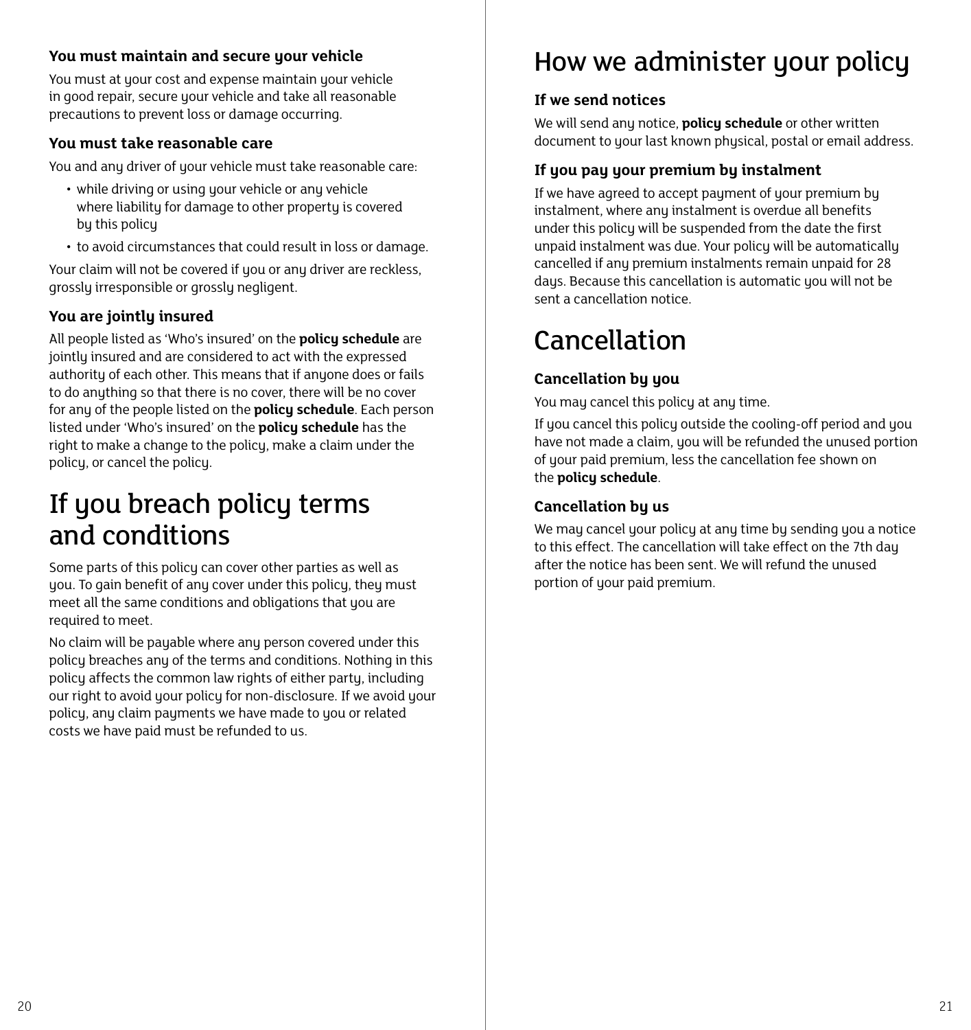### You must maintain and secure your vehicle

You must at your cost and expense maintain your vehicle in good repair, secure your vehicle and take all reasonable precautions to prevent loss or damage occurring.

### You must take reasonable care

You and any driver of your vehicle must take reasonable care:

- while driving or using your vehicle or any vehicle where liability for damage to other property is covered by this policy
- to avoid circumstances that could result in loss or damage.

Your claim will not be covered if you or any driver are reckless, grossly irresponsible or grossly negligent.

### You are jointly insured

All people listed as 'Who's insured' on the **policy schedule** are jointly insured and are considered to act with the expressed authority of each other. This means that if anyone does or fails to do anything so that there is no cover, there will be no cover for any of the people listed on the **policy schedule**. Each person listed under 'Who's insured' on the **policy schedule** has the right to make a change to the policy, make a claim under the policy, or cancel the policy.

## If you breach policy terms and conditions

Some parts of this policy can cover other parties as well as you. To gain benefit of any cover under this policy, they must meet all the same conditions and obligations that you are required to meet.

No claim will be payable where any person covered under this policy breaches any of the terms and conditions. Nothing in this policy affects the common law rights of either party, including our right to avoid your policy for non-disclosure. If we avoid your policy, any claim payments we have made to you or related costs we have paid must be refunded to us.

## How we administer your policy

### If we send notices

We will send any notice, **policy schedule** or other written document to your last known physical, postal or email address.

### If you pay your premium by instalment

If we have agreed to accept payment of your premium by instalment, where any instalment is overdue all benefits under this policy will be suspended from the date the first unpaid instalment was due. Your policy will be automatically cancelled if any premium instalments remain unpaid for 28 days. Because this cancellation is automatic you will not be sent a cancellation notice.

## Cancellation

### Cancellation by you

You may cancel this policy at any time.

If you cancel this policy outside the cooling-off period and you have not made a claim, you will be refunded the unused portion of your paid premium, less the cancellation fee shown on the **policy schedule**.

### Cancellation by us

We may cancel your policy at any time by sending you a notice to this effect. The cancellation will take effect on the 7th day after the notice has been sent. We will refund the unused portion of your paid premium.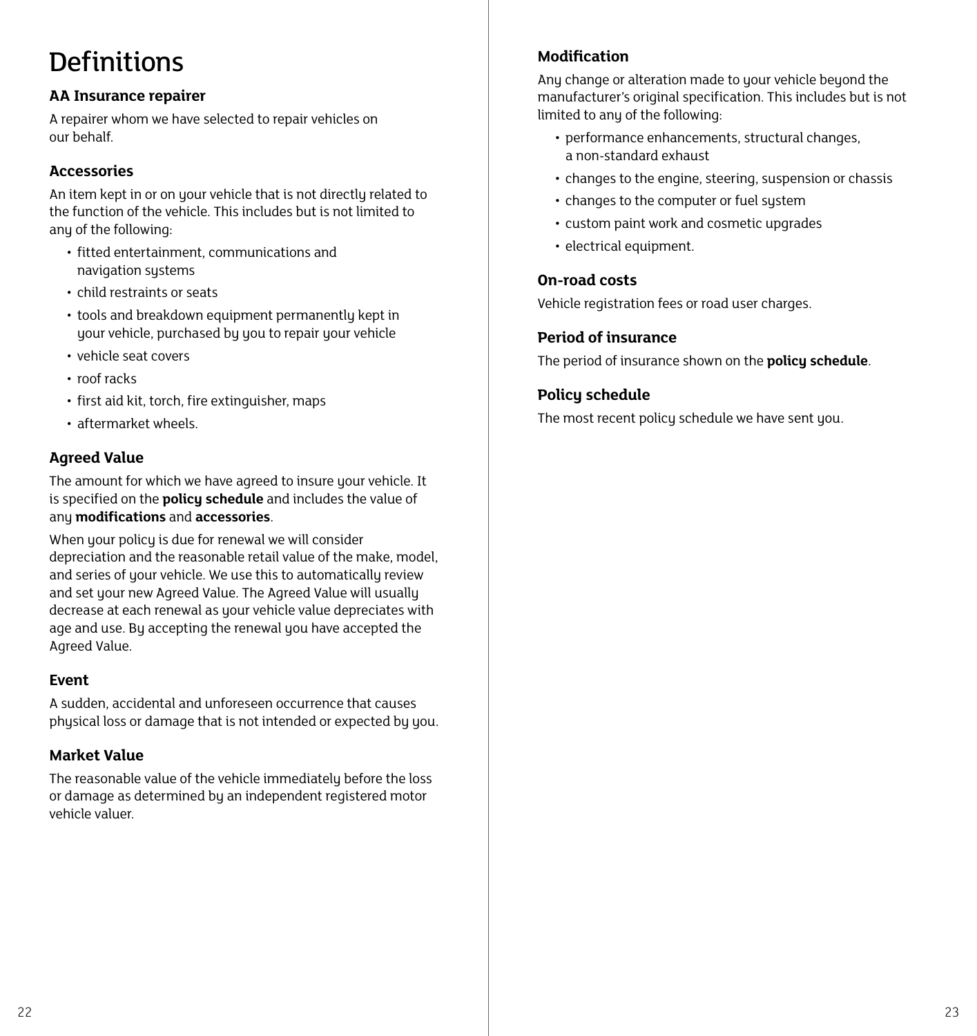# Definitions

### AA Insurance repairer

A repairer whom we have selected to repair vehicles on our behalf.

### Accessories

An item kept in or on your vehicle that is not directly related to the function of the vehicle. This includes but is not limited to any of the following:

- fitted entertainment, communications and navigation systems
- child restraints or seats
- tools and breakdown equipment permanently kept in your vehicle, purchased by you to repair your vehicle
- vehicle seat covers
- roof racks
- first aid kit, torch, fire extinguisher, maps
- aftermarket wheels.

### Agreed Value

The amount for which we have agreed to insure your vehicle. It is specified on the **policy schedule** and includes the value of any **modifications** and **accessories**.

When your policy is due for renewal we will consider depreciation and the reasonable retail value of the make, model, and series of your vehicle. We use this to automatically review and set your new Agreed Value. The Agreed Value will usually decrease at each renewal as your vehicle value depreciates with age and use. By accepting the renewal you have accepted the Agreed Value.

### Event

A sudden, accidental and unforeseen occurrence that causes physical loss or damage that is not intended or expected by you.

### Market Value

The reasonable value of the vehicle immediately before the loss or damage as determined by an independent registered motor vehicle valuer.

### Modification

Any change or alteration made to your vehicle beyond the manufacturer's original specification. This includes but is not limited to any of the following:

- performance enhancements, structural changes, a non-standard exhaust
- changes to the engine, steering, suspension or chassis
- changes to the computer or fuel system
- custom paint work and cosmetic upgrades
- electrical equipment.

### On-road costs

Vehicle registration fees or road user charges.

### Period of insurance

The period of insurance shown on the **policy schedule**.

### Policy schedule

The most recent policy schedule we have sent you.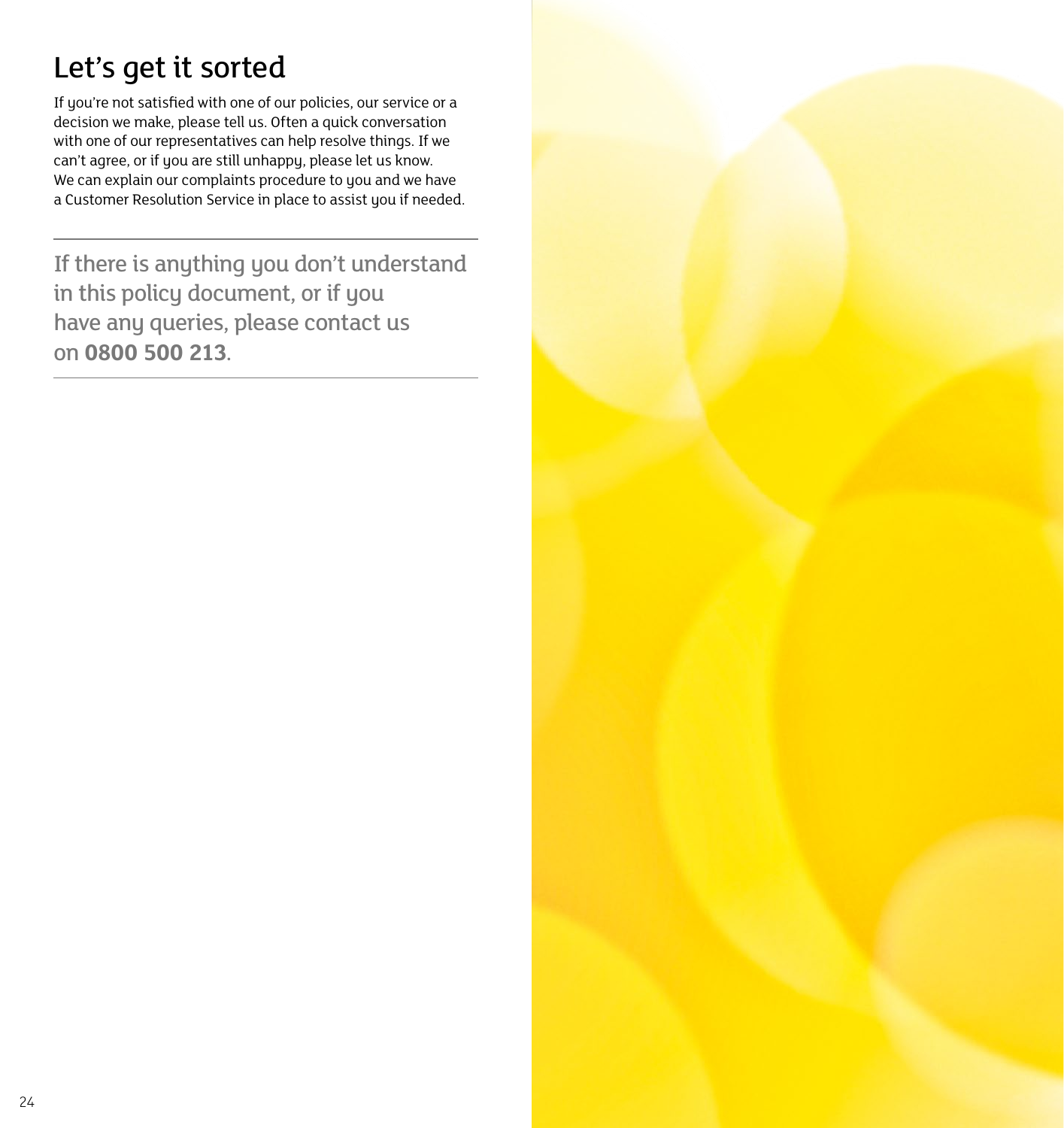# Let's get it sorted

If you're not satisfied with one of our policies, our service or a decision we make, please tell us. Often a quick conversation with one of our representatives can help resolve things. If we can't agree, or if you are still unhappy, please let us know. We can explain our complaints procedure to you and we have a Customer Resolution Service in place to assist you if needed.

---

If there is anything you don't understand in this policy document, or if you have any queries, please contact us on **0800 500 213**.

---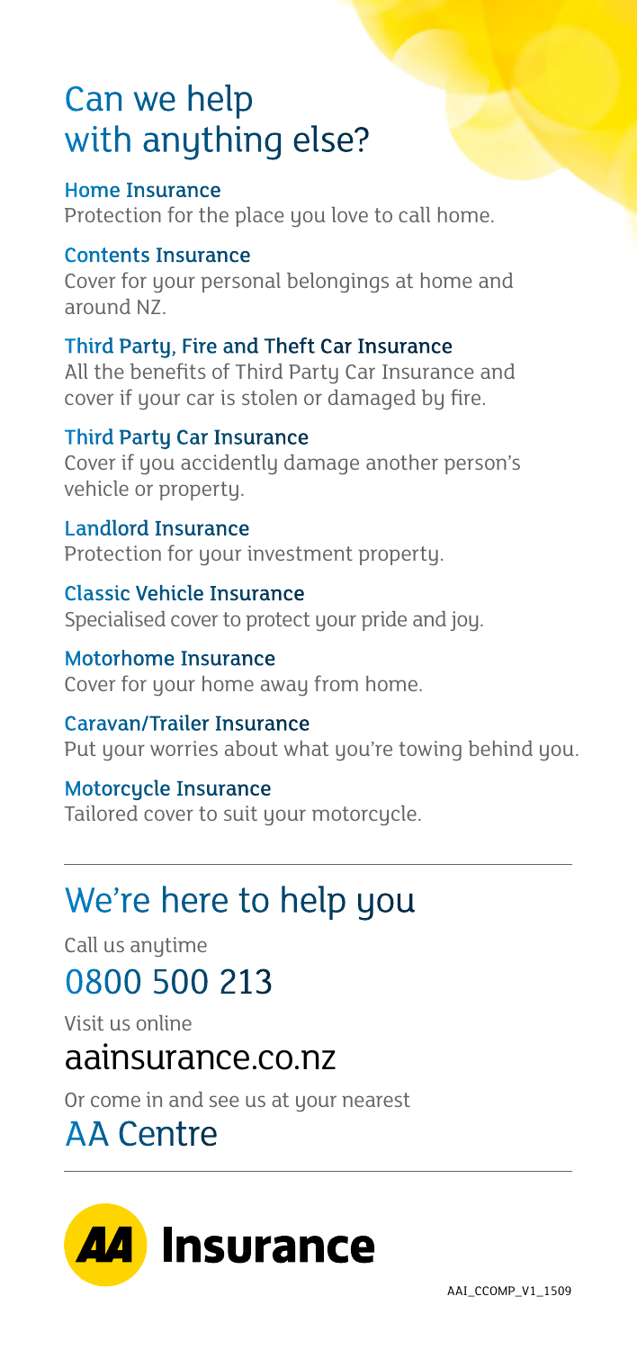# Can we help with anything else?

**Home Insurance**
Protection for the place you love to call home.

**Contents Insurance**
Cover for your personal belongings at home and around NZ.

**Third Party, Fire and Theft Car Insurance**
All the benefits of Third Party Car Insurance and cover if your car is stolen or damaged by fire.

**Third Party Car Insurance**
Cover if you accidently damage another person's vehicle or property.

**Landlord Insurance**
Protection for your investment property.

**Classic Vehicle Insurance**
Specialised cover to protect your pride and joy.

**Motorhome Insurance**
Cover for your home away from home.

**Caravan/Trailer Insurance**
Put your worries about what you're towing behind you.

**Motorcycle Insurance**
Tailored cover to suit your motorcycle.

---

# We're here to help you

Call us anytime

## 0800 500 213

Visit us online

## aainsurance.co.nz

Or come in and see us at your nearest

## AA Centre

---

AA Insurance

AAI_CCOMP_V1_1509